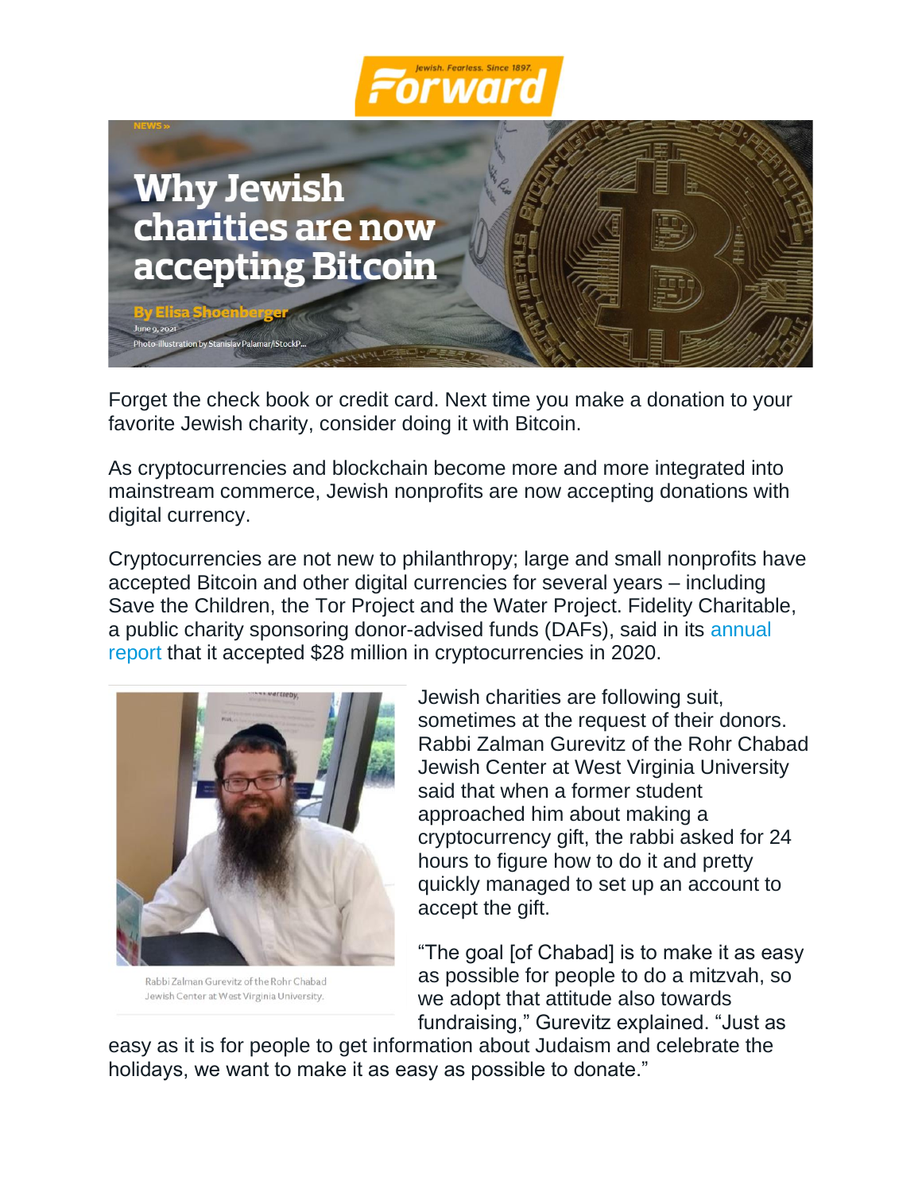Forward

Jewish. Fearless. Since 1897.

NEWS »

# Why Jewish charities are now accepting Bitcoin

By Elisa Shoenberger

June 9, 2021

Photo-illustration by Stanislav Palamar/iStockP...

Forget the check book or credit card. Next time you make a donation to your favorite Jewish charity, consider doing it with Bitcoin.

As cryptocurrencies and blockchain become more and more integrated into mainstream commerce, Jewish nonprofits are now accepting donations with digital currency.

Cryptocurrencies are not new to philanthropy; large and small nonprofits have accepted Bitcoin and other digital currencies for several years – including Save the Children, the Tor Project and the Water Project. Fidelity Charitable, a public charity sponsoring donor-advised funds (DAFs), said in its annual report that it accepted $28 million in cryptocurrencies in 2020.

Rabbi Zalman Gurevitz of the Rohr Chabad Jewish Center at West Virginia University.

Jewish charities are following suit, sometimes at the request of their donors. Rabbi Zalman Gurevitz of the Rohr Chabad Jewish Center at West Virginia University said that when a former student approached him about making a cryptocurrency gift, the rabbi asked for 24 hours to figure how to do it and pretty quickly managed to set up an account to accept the gift.

"The goal [of Chabad] is to make it as easy as possible for people to do a mitzvah, so we adopt that attitude also towards fundraising," Gurevitz explained. "Just as easy as it is for people to get information about Judaism and celebrate the holidays, we want to make it as easy as possible to donate."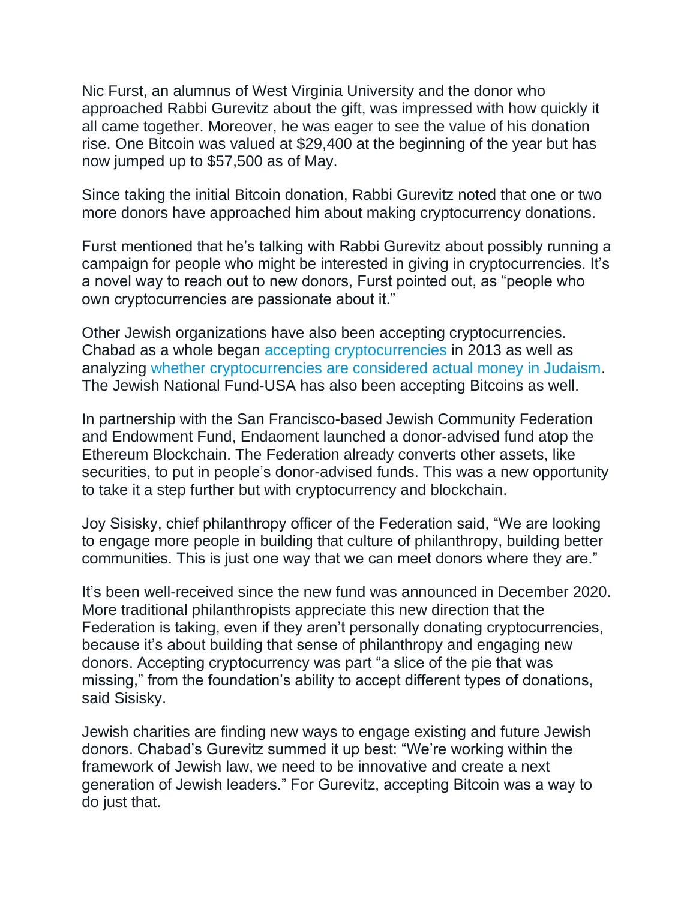Nic Furst, an alumnus of West Virginia University and the donor who approached Rabbi Gurevitz about the gift, was impressed with how quickly it all came together. Moreover, he was eager to see the value of his donation rise. One Bitcoin was valued at $29,400 at the beginning of the year but has now jumped up to $57,500 as of May.

Since taking the initial Bitcoin donation, Rabbi Gurevitz noted that one or two more donors have approached him about making cryptocurrency donations.

Furst mentioned that he's talking with Rabbi Gurevitz about possibly running a campaign for people who might be interested in giving in cryptocurrencies. It's a novel way to reach out to new donors, Furst pointed out, as "people who own cryptocurrencies are passionate about it."

Other Jewish organizations have also been accepting cryptocurrencies. Chabad as a whole began accepting cryptocurrencies in 2013 as well as analyzing whether cryptocurrencies are considered actual money in Judaism. The Jewish National Fund-USA has also been accepting Bitcoins as well.

In partnership with the San Francisco-based Jewish Community Federation and Endowment Fund, Endaoment launched a donor-advised fund atop the Ethereum Blockchain. The Federation already converts other assets, like securities, to put in people's donor-advised funds. This was a new opportunity to take it a step further but with cryptocurrency and blockchain.

Joy Sisisky, chief philanthropy officer of the Federation said, "We are looking to engage more people in building that culture of philanthropy, building better communities. This is just one way that we can meet donors where they are."

It's been well-received since the new fund was announced in December 2020. More traditional philanthropists appreciate this new direction that the Federation is taking, even if they aren't personally donating cryptocurrencies, because it's about building that sense of philanthropy and engaging new donors. Accepting cryptocurrency was part "a slice of the pie that was missing," from the foundation's ability to accept different types of donations, said Sisisky.

Jewish charities are finding new ways to engage existing and future Jewish donors. Chabad's Gurevitz summed it up best: "We're working within the framework of Jewish law, we need to be innovative and create a next generation of Jewish leaders." For Gurevitz, accepting Bitcoin was a way to do just that.